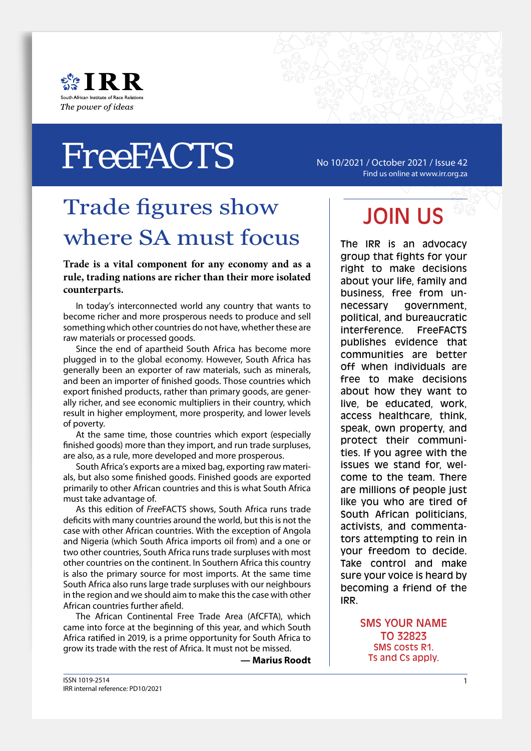IRR

South African Institute of Race Relations

*The power of ideas*

# FreeFACTS

No 10/2021 / October 2021 / Issue 42

Find us online at www.irr.org.za

## Trade figures show where SA must focus

**Trade is a vital component for any economy and as a rule, trading nations are richer than their more isolated counterparts.**

In today's interconnected world any country that wants to become richer and more prosperous needs to produce and sell something which other countries do not have, whether these are raw materials or processed goods.

Since the end of apartheid South Africa has become more plugged in to the global economy. However, South Africa has generally been an exporter of raw materials, such as minerals, and been an importer of finished goods. Those countries which export finished products, rather than primary goods, are generally richer, and see economic multipliers in their country, which result in higher employment, more prosperity, and lower levels of poverty.

At the same time, those countries which export (especially finished goods) more than they import, and run trade surpluses, are also, as a rule, more developed and more prosperous.

South Africa's exports are a mixed bag, exporting raw materials, but also some finished goods. Finished goods are exported primarily to other African countries and this is what South Africa must take advantage of.

As this edition of *Free*FACTS shows, South Africa runs trade deficits with many countries around the world, but this is not the case with other African countries. With the exception of Angola and Nigeria (which South Africa imports oil from) and a one or two other countries, South Africa runs trade surpluses with most other countries on the continent. In Southern Africa this country is also the primary source for most imports. At the same time South Africa also runs large trade surpluses with our neighbours in the region and we should aim to make this the case with other African countries further afield.

The African Continental Free Trade Area (AfCFTA), which came into force at the beginning of this year, and which South Africa ratified in 2019, is a prime opportunity for South Africa to grow its trade with the rest of Africa. It must not be missed.

**— Marius Roodt**

## JOIN US

The IRR is an advocacy group that fights for your right to make decisions about your life, family and business, free from unnecessary government, political, and bureaucratic interference. FreeFACTS publishes evidence that communities are better off when individuals are free to make decisions about how they want to live, be educated, work, access healthcare, think, speak, own property, and protect their communities. If you agree with the issues we stand for, welcome to the team. There are millions of people just like you who are tired of South African politicians, activists, and commentators attempting to rein in your freedom to decide. Take control and make sure your voice is heard by becoming a friend of the IRR.

SMS YOUR NAME TO 32823

SMS costs R1.
Ts and Cs apply.

ISSN 1019-2514

IRR internal reference: PD10/2021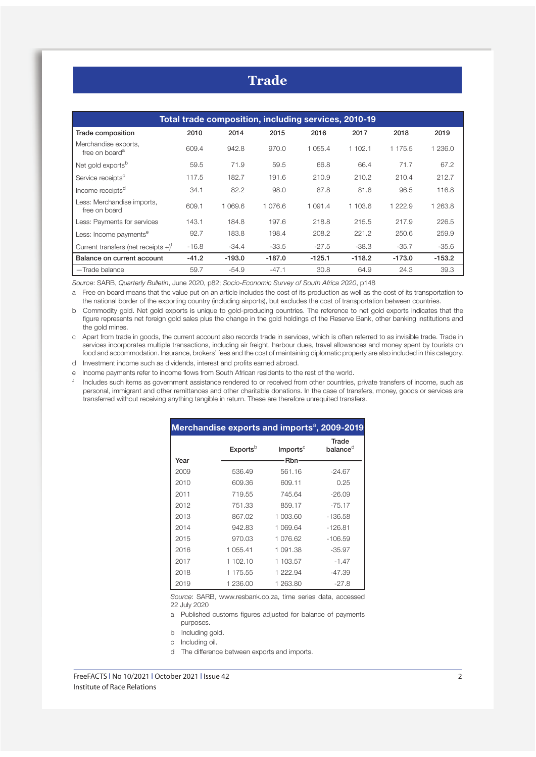# Trade

| Total trade composition, including services, 2010-19 | | | | | | | |
|---|---|---|---|---|---|---|---|
| Trade composition | 2010 | 2014 | 2015 | 2016 | 2017 | 2018 | 2019 |
| Merchandise exports, free on board[a] | 609.4 | 942.8 | 970.0 | 1 055.4 | 1 102.1 | 1 175.5 | 1 236.0 |
| Net gold exports[b] | 59.5 | 71.9 | 59.5 | 66.8 | 66.4 | 71.7 | 67.2 |
| Service receipts[c] | 117.5 | 182.7 | 191.6 | 210.9 | 210.2 | 210.4 | 212.7 |
| Income receipts[d] | 34.1 | 82.2 | 98.0 | 87.8 | 81.6 | 96.5 | 116.8 |
| Less: Merchandise imports, free on board | 609.1 | 1 069.6 | 1 076.6 | 1 091.4 | 1 103.6 | 1 222.9 | 1 263.8 |
| Less: Payments for services | 143.1 | 184.8 | 197.6 | 218.8 | 215.5 | 217.9 | 226.5 |
| Less: Income payments[e] | 92.7 | 183.8 | 198.4 | 208.2 | 221.2 | 250.6 | 259.9 |
| Current transfers (net receipts +)[f] | -16.8 | -34.4 | -33.5 | -27.5 | -38.3 | -35.7 | -35.6 |
| **Balance on current account** | **-41.2** | **-193.0** | **-187.0** | **-125.1** | **-118.2** | **-173.0** | **-153.2** |
| —Trade balance | 59.7 | -54.9 | -47.1 | 30.8 | 64.9 | 24.3 | 39.3 |

*Source*: SARB, *Quarterly Bulletin*, June 2020, p82; *Socio-Economic Survey of South Africa 2020*, p148

a Free on board means that the value put on an article includes the cost of its production as well as the cost of its transportation to the national border of the exporting country (including airports), but excludes the cost of transportation between countries.

b Commodity gold. Net gold exports is unique to gold-producing countries. The reference to net gold exports indicates that the figure represents net foreign gold sales plus the change in the gold holdings of the Reserve Bank, other banking institutions and the gold mines.

c Apart from trade in goods, the current account also records trade in services, which is often referred to as invisible trade. Trade in services incorporates multiple transactions, including air freight, harbour dues, travel allowances and money spent by tourists on food and accommodation. Insurance, brokers' fees and the cost of maintaining diplomatic property are also included in this category.

d Investment income such as dividends, interest and profits earned abroad.

e Income payments refer to income flows from South African residents to the rest of the world.

f Includes such items as government assistance rendered to or received from other countries, private transfers of income, such as personal, immigrant and other remittances and other charitable donations. In the case of transfers, money, goods or services are transferred without receiving anything tangible in return. These are therefore unrequited transfers.

| Merchandise exports and imports[a], 2009-2019 | | | |
|---|---|---|---|
| Year | Exports[b] (Rbn) | Imports[c] (Rbn) | Trade balance[d] (Rbn) |
| 2009 | 536.49 | 561.16 | -24.67 |
| 2010 | 609.36 | 609.11 | 0.25 |
| 2011 | 719.55 | 745.64 | -26.09 |
| 2012 | 751.33 | 859.17 | -75.17 |
| 2013 | 867.02 | 1 003.60 | -136.58 |
| 2014 | 942.83 | 1 069.64 | -126.81 |
| 2015 | 970.03 | 1 076.62 | -106.59 |
| 2016 | 1 055.41 | 1 091.38 | -35.97 |
| 2017 | 1 102.10 | 1 103.57 | -1.47 |
| 2018 | 1 175.55 | 1 222.94 | -47.39 |
| 2019 | 1 236.00 | 1 263.80 | -27.8 |

*Source*: SARB, www.resbank.co.za, time series data, accessed 22 July 2020

a Published customs figures adjusted for balance of payments purposes.

b Including gold.

c Including oil.

d The difference between exports and imports.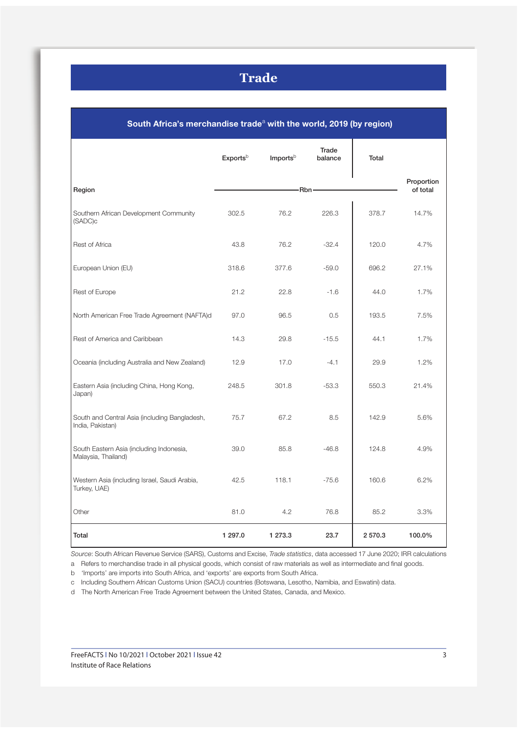# Trade

| South Africa's merchandise trade[a] with the world, 2019 (by region) | | | | | |
|---|---|---|---|---|---|
| Region | Exports[b] | Imports[b] | Trade balance | Total | Proportion of total |
| | Rbn | | | | |
| Southern African Development Community (SADC)c | 302.5 | 76.2 | 226.3 | 378.7 | 14.7% |
| Rest of Africa | 43.8 | 76.2 | -32.4 | 120.0 | 4.7% |
| European Union (EU) | 318.6 | 377.6 | -59.0 | 696.2 | 27.1% |
| Rest of Europe | 21.2 | 22.8 | -1.6 | 44.0 | 1.7% |
| North American Free Trade Agreement (NAFTA)d | 97.0 | 96.5 | 0.5 | 193.5 | 7.5% |
| Rest of America and Caribbean | 14.3 | 29.8 | -15.5 | 44.1 | 1.7% |
| Oceania (including Australia and New Zealand) | 12.9 | 17.0 | -4.1 | 29.9 | 1.2% |
| Eastern Asia (including China, Hong Kong, Japan) | 248.5 | 301.8 | -53.3 | 550.3 | 21.4% |
| South and Central Asia (including Bangladesh, India, Pakistan) | 75.7 | 67.2 | 8.5 | 142.9 | 5.6% |
| South Eastern Asia (including Indonesia, Malaysia, Thailand) | 39.0 | 85.8 | -46.8 | 124.8 | 4.9% |
| Western Asia (including Israel, Saudi Arabia, Turkey, UAE) | 42.5 | 118.1 | -75.6 | 160.6 | 6.2% |
| Other | 81.0 | 4.2 | 76.8 | 85.2 | 3.3% |
| **Total** | **1 297.0** | **1 273.3** | **23.7** | **2 570.3** | **100.0%** |

*Source*: South African Revenue Service (SARS), Customs and Excise, *Trade statistics*, data accessed 17 June 2020; IRR calculations

a Refers to merchandise trade in all physical goods, which consist of raw materials as well as intermediate and final goods.

b 'Imports' are imports into South Africa, and 'exports' are exports from South Africa.

c Including Southern African Customs Union (SACU) countries (Botswana, Lesotho, Namibia, and Eswatini) data.

d The North American Free Trade Agreement between the United States, Canada, and Mexico.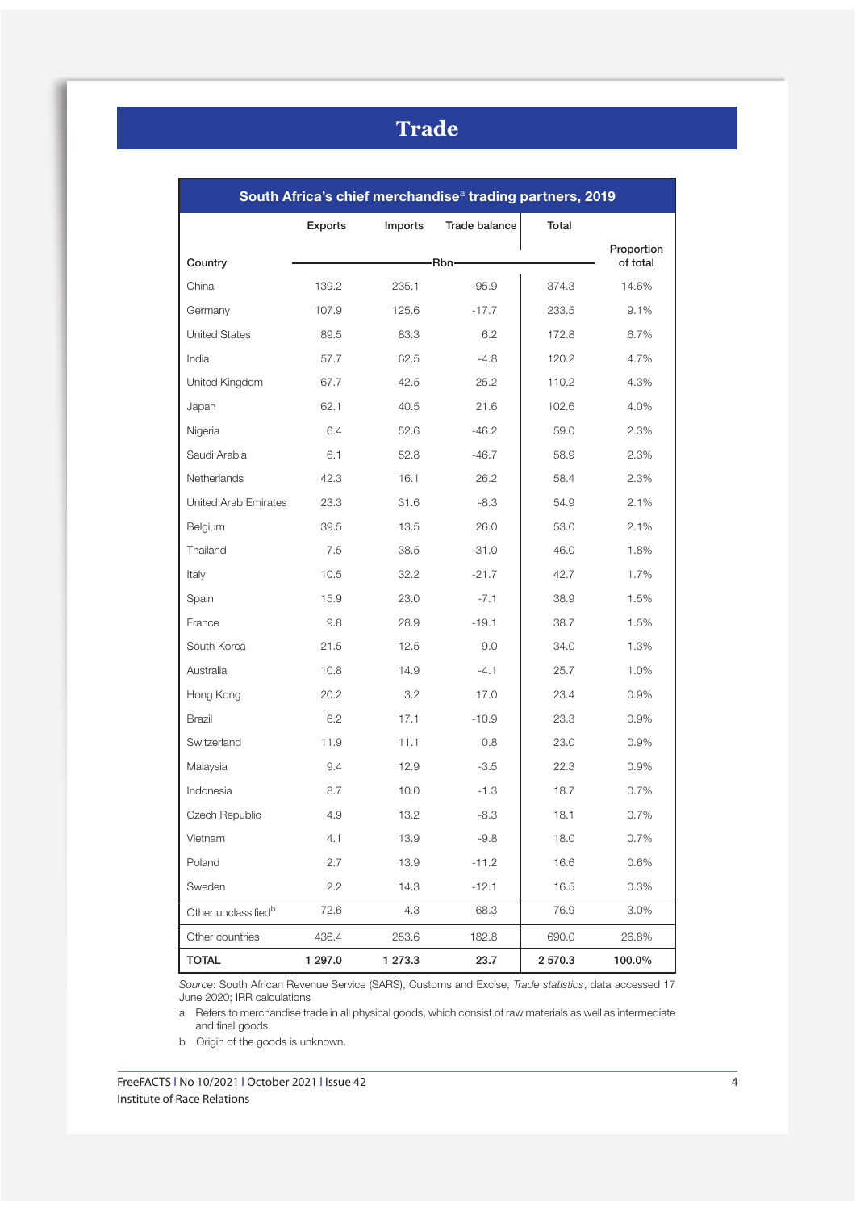# Trade

| South Africa's chief merchandise[a] trading partners, 2019 | | | | | |
|---|---|---|---|---|---|
| Country | Exports | Imports | Trade balance | Total | Proportion of total |
| | Rbn | | | | |
| China | 139.2 | 235.1 | -95.9 | 374.3 | 14.6% |
| Germany | 107.9 | 125.6 | -17.7 | 233.5 | 9.1% |
| United States | 89.5 | 83.3 | 6.2 | 172.8 | 6.7% |
| India | 57.7 | 62.5 | -4.8 | 120.2 | 4.7% |
| United Kingdom | 67.7 | 42.5 | 25.2 | 110.2 | 4.3% |
| Japan | 62.1 | 40.5 | 21.6 | 102.6 | 4.0% |
| Nigeria | 6.4 | 52.6 | -46.2 | 59.0 | 2.3% |
| Saudi Arabia | 6.1 | 52.8 | -46.7 | 58.9 | 2.3% |
| Netherlands | 42.3 | 16.1 | 26.2 | 58.4 | 2.3% |
| United Arab Emirates | 23.3 | 31.6 | -8.3 | 54.9 | 2.1% |
| Belgium | 39.5 | 13.5 | 26.0 | 53.0 | 2.1% |
| Thailand | 7.5 | 38.5 | -31.0 | 46.0 | 1.8% |
| Italy | 10.5 | 32.2 | -21.7 | 42.7 | 1.7% |
| Spain | 15.9 | 23.0 | -7.1 | 38.9 | 1.5% |
| France | 9.8 | 28.9 | -19.1 | 38.7 | 1.5% |
| South Korea | 21.5 | 12.5 | 9.0 | 34.0 | 1.3% |
| Australia | 10.8 | 14.9 | -4.1 | 25.7 | 1.0% |
| Hong Kong | 20.2 | 3.2 | 17.0 | 23.4 | 0.9% |
| Brazil | 6.2 | 17.1 | -10.9 | 23.3 | 0.9% |
| Switzerland | 11.9 | 11.1 | 0.8 | 23.0 | 0.9% |
| Malaysia | 9.4 | 12.9 | -3.5 | 22.3 | 0.9% |
| Indonesia | 8.7 | 10.0 | -1.3 | 18.7 | 0.7% |
| Czech Republic | 4.9 | 13.2 | -8.3 | 18.1 | 0.7% |
| Vietnam | 4.1 | 13.9 | -9.8 | 18.0 | 0.7% |
| Poland | 2.7 | 13.9 | -11.2 | 16.6 | 0.6% |
| Sweden | 2.2 | 14.3 | -12.1 | 16.5 | 0.3% |
| Other unclassified[b] | 72.6 | 4.3 | 68.3 | 76.9 | 3.0% |
| Other countries | 436.4 | 253.6 | 182.8 | 690.0 | 26.8% |
| **TOTAL** | **1 297.0** | **1 273.3** | **23.7** | **2 570.3** | **100.0%** |

*Source*: South African Revenue Service (SARS), Customs and Excise, *Trade statistics*, data accessed 17 June 2020; IRR calculations

a Refers to merchandise trade in all physical goods, which consist of raw materials as well as intermediate and final goods.

b Origin of the goods is unknown.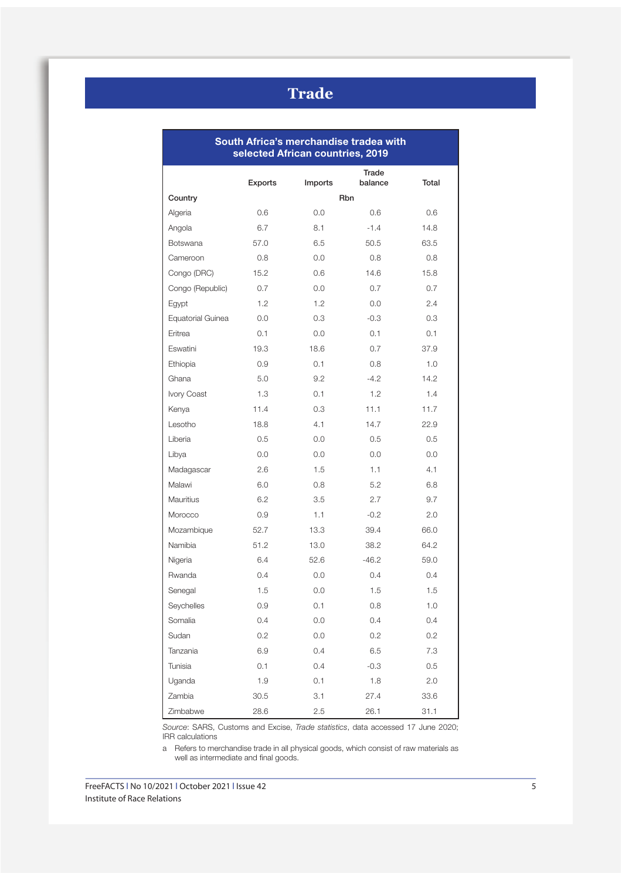# Trade

**South Africa's merchandise trade[a] with selected African countries, 2019**

| Country | Exports | Imports | Trade balance | Total |
|---|---|---|---|---|
| | | Rbn | | |
| Algeria | 0.6 | 0.0 | 0.6 | 0.6 |
| Angola | 6.7 | 8.1 | -1.4 | 14.8 |
| Botswana | 57.0 | 6.5 | 50.5 | 63.5 |
| Cameroon | 0.8 | 0.0 | 0.8 | 0.8 |
| Congo (DRC) | 15.2 | 0.6 | 14.6 | 15.8 |
| Congo (Republic) | 0.7 | 0.0 | 0.7 | 0.7 |
| Egypt | 1.2 | 1.2 | 0.0 | 2.4 |
| Equatorial Guinea | 0.0 | 0.3 | -0.3 | 0.3 |
| Eritrea | 0.1 | 0.0 | 0.1 | 0.1 |
| Eswatini | 19.3 | 18.6 | 0.7 | 37.9 |
| Ethiopia | 0.9 | 0.1 | 0.8 | 1.0 |
| Ghana | 5.0 | 9.2 | -4.2 | 14.2 |
| Ivory Coast | 1.3 | 0.1 | 1.2 | 1.4 |
| Kenya | 11.4 | 0.3 | 11.1 | 11.7 |
| Lesotho | 18.8 | 4.1 | 14.7 | 22.9 |
| Liberia | 0.5 | 0.0 | 0.5 | 0.5 |
| Libya | 0.0 | 0.0 | 0.0 | 0.0 |
| Madagascar | 2.6 | 1.5 | 1.1 | 4.1 |
| Malawi | 6.0 | 0.8 | 5.2 | 6.8 |
| Mauritius | 6.2 | 3.5 | 2.7 | 9.7 |
| Morocco | 0.9 | 1.1 | -0.2 | 2.0 |
| Mozambique | 52.7 | 13.3 | 39.4 | 66.0 |
| Namibia | 51.2 | 13.0 | 38.2 | 64.2 |
| Nigeria | 6.4 | 52.6 | -46.2 | 59.0 |
| Rwanda | 0.4 | 0.0 | 0.4 | 0.4 |
| Senegal | 1.5 | 0.0 | 1.5 | 1.5 |
| Seychelles | 0.9 | 0.1 | 0.8 | 1.0 |
| Somalia | 0.4 | 0.0 | 0.4 | 0.4 |
| Sudan | 0.2 | 0.0 | 0.2 | 0.2 |
| Tanzania | 6.9 | 0.4 | 6.5 | 7.3 |
| Tunisia | 0.1 | 0.4 | -0.3 | 0.5 |
| Uganda | 1.9 | 0.1 | 1.8 | 2.0 |
| Zambia | 30.5 | 3.1 | 27.4 | 33.6 |
| Zimbabwe | 28.6 | 2.5 | 26.1 | 31.1 |

*Source*: SARS, Customs and Excise, *Trade statistics*, data accessed 17 June 2020; IRR calculations

a Refers to merchandise trade in all physical goods, which consist of raw materials as well as intermediate and final goods.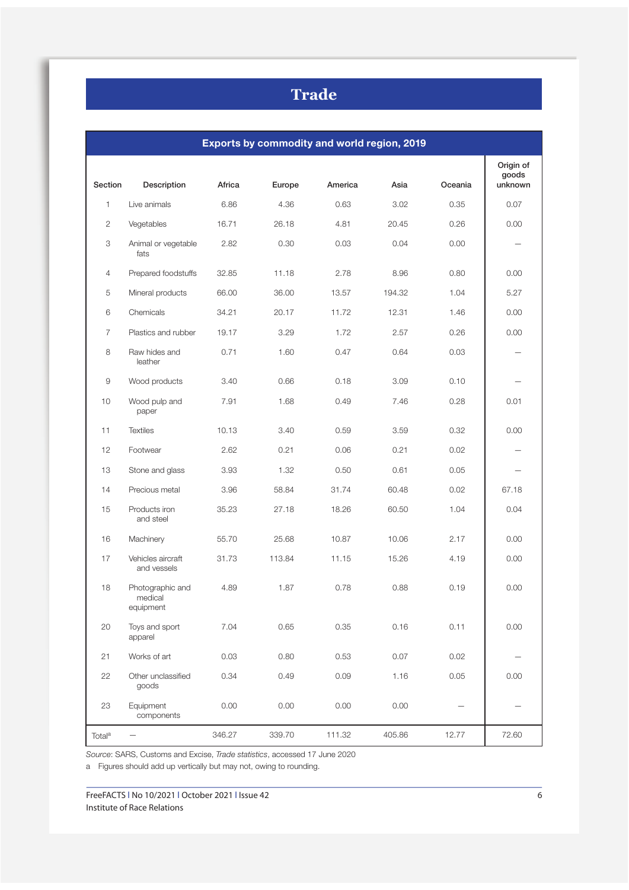# Trade

| Exports by commodity and world region, 2019 | | | | | | | |
|---|---|---|---|---|---|---|---|
| Section | Description | Africa | Europe | America | Asia | Oceania | Origin of goods unknown |
| 1 | Live animals | 6.86 | 4.36 | 0.63 | 3.02 | 0.35 | 0.07 |
| 2 | Vegetables | 16.71 | 26.18 | 4.81 | 20.45 | 0.26 | 0.00 |
| 3 | Animal or vegetable fats | 2.82 | 0.30 | 0.03 | 0.04 | 0.00 | — |
| 4 | Prepared foodstuffs | 32.85 | 11.18 | 2.78 | 8.96 | 0.80 | 0.00 |
| 5 | Mineral products | 66.00 | 36.00 | 13.57 | 194.32 | 1.04 | 5.27 |
| 6 | Chemicals | 34.21 | 20.17 | 11.72 | 12.31 | 1.46 | 0.00 |
| 7 | Plastics and rubber | 19.17 | 3.29 | 1.72 | 2.57 | 0.26 | 0.00 |
| 8 | Raw hides and leather | 0.71 | 1.60 | 0.47 | 0.64 | 0.03 | — |
| 9 | Wood products | 3.40 | 0.66 | 0.18 | 3.09 | 0.10 | — |
| 10 | Wood pulp and paper | 7.91 | 1.68 | 0.49 | 7.46 | 0.28 | 0.01 |
| 11 | Textiles | 10.13 | 3.40 | 0.59 | 3.59 | 0.32 | 0.00 |
| 12 | Footwear | 2.62 | 0.21 | 0.06 | 0.21 | 0.02 | — |
| 13 | Stone and glass | 3.93 | 1.32 | 0.50 | 0.61 | 0.05 | — |
| 14 | Precious metal | 3.96 | 58.84 | 31.74 | 60.48 | 0.02 | 67.18 |
| 15 | Products iron and steel | 35.23 | 27.18 | 18.26 | 60.50 | 1.04 | 0.04 |
| 16 | Machinery | 55.70 | 25.68 | 10.87 | 10.06 | 2.17 | 0.00 |
| 17 | Vehicles aircraft and vessels | 31.73 | 113.84 | 11.15 | 15.26 | 4.19 | 0.00 |
| 18 | Photographic and medical equipment | 4.89 | 1.87 | 0.78 | 0.88 | 0.19 | 0.00 |
| 20 | Toys and sport apparel | 7.04 | 0.65 | 0.35 | 0.16 | 0.11 | 0.00 |
| 21 | Works of art | 0.03 | 0.80 | 0.53 | 0.07 | 0.02 | — |
| 22 | Other unclassified goods | 0.34 | 0.49 | 0.09 | 1.16 | 0.05 | 0.00 |
| 23 | Equipment components | 0.00 | 0.00 | 0.00 | 0.00 | — | — |
| Total[a] | — | 346.27 | 339.70 | 111.32 | 405.86 | 12.77 | 72.60 |

*Source*: SARS, Customs and Excise, *Trade statistics*, accessed 17 June 2020

a Figures should add up vertically but may not, owing to rounding.